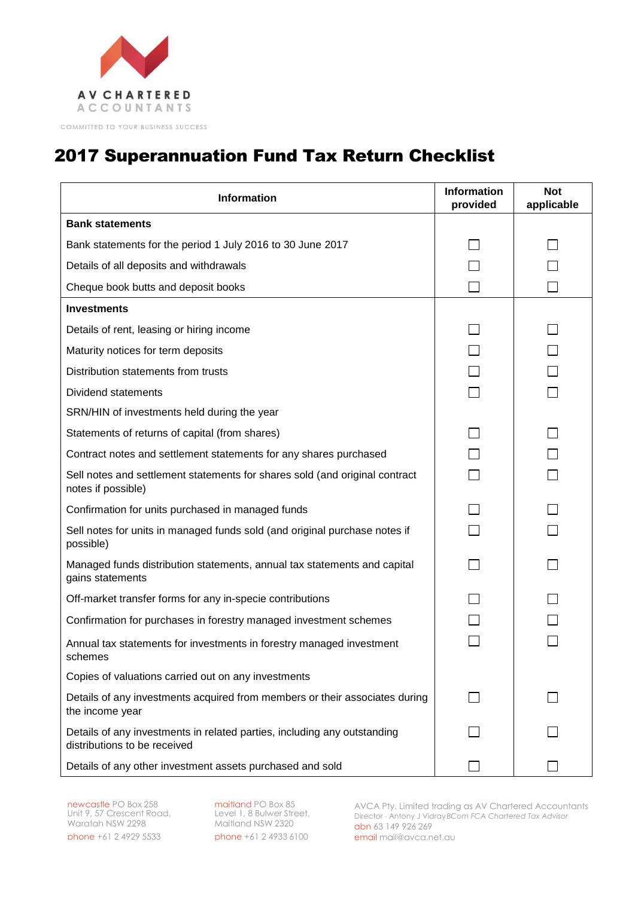AV CHARTERED ACCOUNTANTS

COMMITTED TO YOUR BUSINESS SUCCESS

# 2017 Superannuation Fund Tax Return Checklist

| Information | Information provided | Not applicable |
|---|---|---|
| **Bank statements** | | |
| Bank statements for the period 1 July 2016 to 30 June 2017 | ☐ | ☐ |
| Details of all deposits and withdrawals | ☐ | ☐ |
| Cheque book butts and deposit books | ☐ | ☐ |
| **Investments** | | |
| Details of rent, leasing or hiring income | ☐ | ☐ |
| Maturity notices for term deposits | ☐ | ☐ |
| Distribution statements from trusts | ☐ | ☐ |
| Dividend statements | ☐ | ☐ |
| SRN/HIN of investments held during the year | | |
| Statements of returns of capital (from shares) | ☐ | ☐ |
| Contract notes and settlement statements for any shares purchased | ☐ | ☐ |
| Sell notes and settlement statements for shares sold (and original contract notes if possible) | ☐ | ☐ |
| Confirmation for units purchased in managed funds | ☐ | ☐ |
| Sell notes for units in managed funds sold (and original purchase notes if possible) | ☐ | ☐ |
| Managed funds distribution statements, annual tax statements and capital gains statements | ☐ | ☐ |
| Off-market transfer forms for any in-specie contributions | ☐ | ☐ |
| Confirmation for purchases in forestry managed investment schemes | ☐ | ☐ |
| Annual tax statements for investments in forestry managed investment schemes | ☐ | ☐ |
| Copies of valuations carried out on any investments | | |
| Details of any investments acquired from members or their associates during the income year | ☐ | ☐ |
| Details of any investments in related parties, including any outstanding distributions to be received | ☐ | ☐ |
| Details of any other investment assets purchased and sold | ☐ | ☐ |

newcastle PO Box 258
Unit 9, 57 Crescent Road,
Waratah NSW 2298
phone +61 2 4929 5533

maitland PO Box 85
Level 1, 8 Bulwer Street,
Maitland NSW 2320
phone +61 2 4933 6100

AVCA Pty. Limited trading as AV Chartered Accountants
Director - Antony J Vidray BCom FCA Chartered Tax Advisor
abn 63 149 926 269
email mail@avca.net.au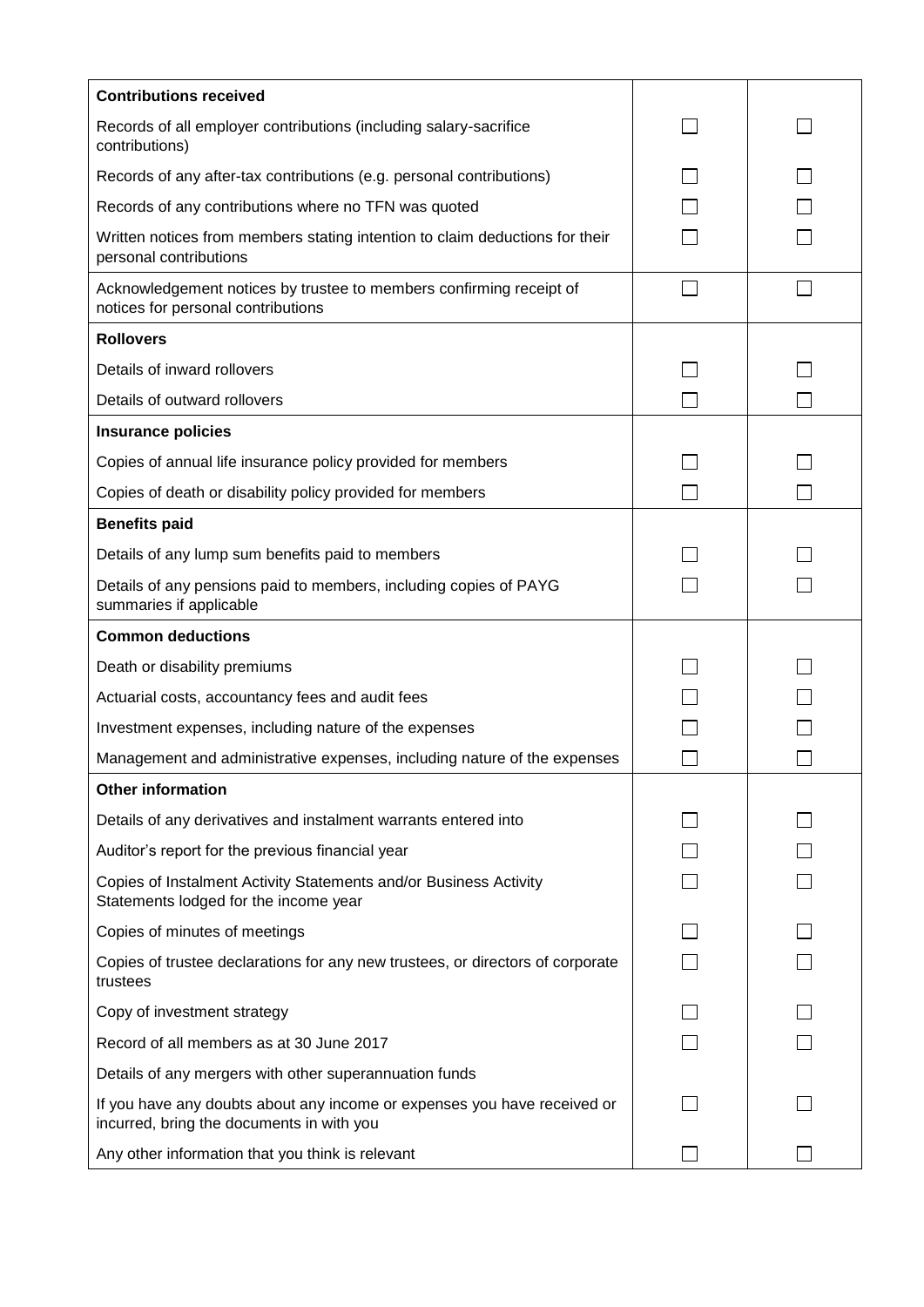| | | |
|---|---|---|
| **Contributions received** | | |
| Records of all employer contributions (including salary-sacrifice contributions) | ☐ | ☐ |
| Records of any after-tax contributions (e.g. personal contributions) | ☐ | ☐ |
| Records of any contributions where no TFN was quoted | ☐ | ☐ |
| Written notices from members stating intention to claim deductions for their personal contributions | ☐ | ☐ |
| Acknowledgement notices by trustee to members confirming receipt of notices for personal contributions | ☐ | ☐ |
| **Rollovers** | | |
| Details of inward rollovers | ☐ | ☐ |
| Details of outward rollovers | ☐ | ☐ |
| **Insurance policies** | | |
| Copies of annual life insurance policy provided for members | ☐ | ☐ |
| Copies of death or disability policy provided for members | ☐ | ☐ |
| **Benefits paid** | | |
| Details of any lump sum benefits paid to members | ☐ | ☐ |
| Details of any pensions paid to members, including copies of PAYG summaries if applicable | ☐ | ☐ |
| **Common deductions** | | |
| Death or disability premiums | ☐ | ☐ |
| Actuarial costs, accountancy fees and audit fees | ☐ | ☐ |
| Investment expenses, including nature of the expenses | ☐ | ☐ |
| Management and administrative expenses, including nature of the expenses | ☐ | ☐ |
| **Other information** | | |
| Details of any derivatives and instalment warrants entered into | ☐ | ☐ |
| Auditor's report for the previous financial year | ☐ | ☐ |
| Copies of Instalment Activity Statements and/or Business Activity Statements lodged for the income year | ☐ | ☐ |
| Copies of minutes of meetings | ☐ | ☐ |
| Copies of trustee declarations for any new trustees, or directors of corporate trustees | ☐ | ☐ |
| Copy of investment strategy | ☐ | ☐ |
| Record of all members as at 30 June 2017 | ☐ | ☐ |
| Details of any mergers with other superannuation funds | | |
| If you have any doubts about any income or expenses you have received or incurred, bring the documents in with you | ☐ | ☐ |
| Any other information that you think is relevant | ☐ | ☐ |